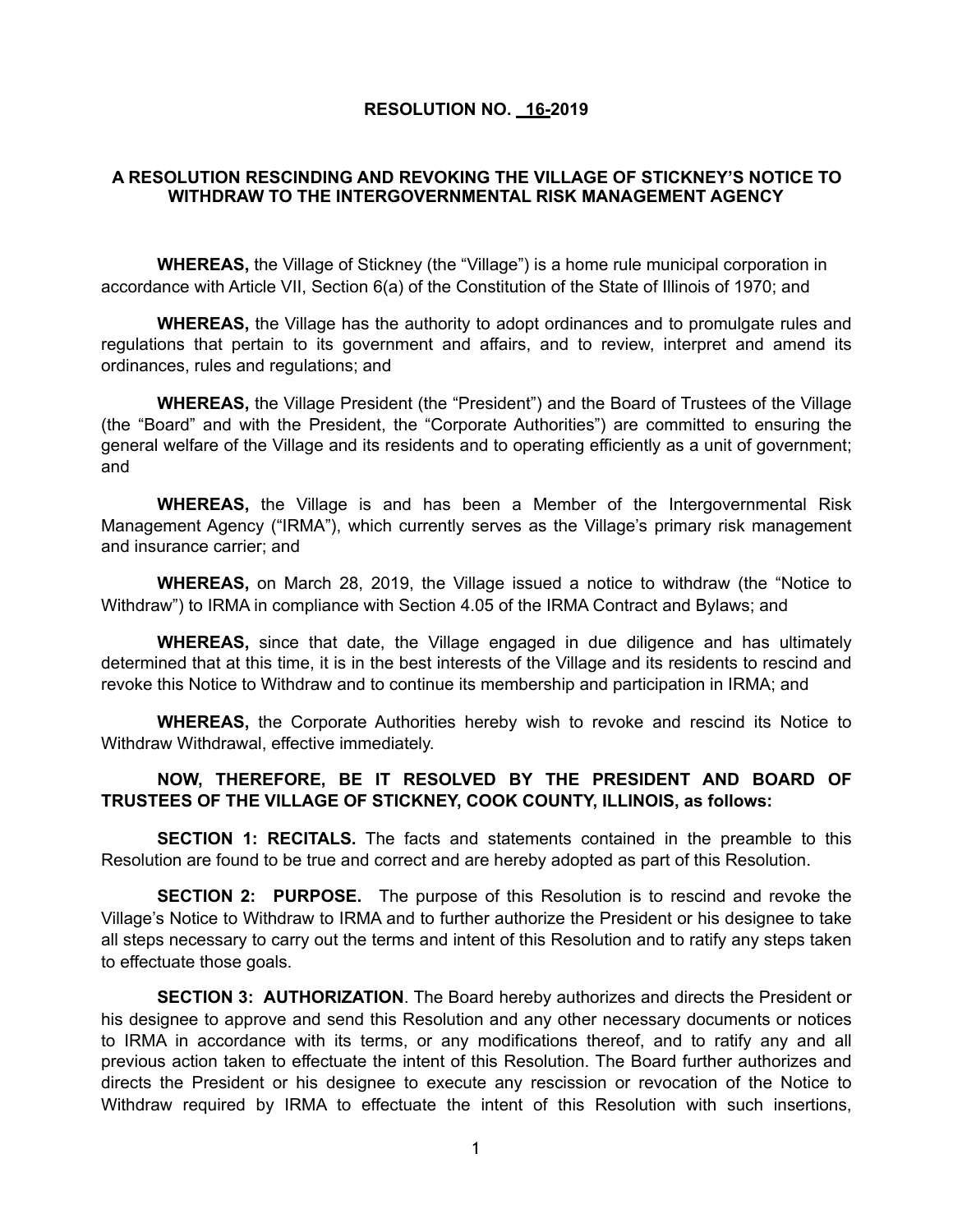**RESOLUTION NO. 16-2019**

**A RESOLUTION RESCINDING AND REVOKING THE VILLAGE OF STICKNEY'S NOTICE TO WITHDRAW TO THE INTERGOVERNMENTAL RISK MANAGEMENT AGENCY**

**WHEREAS,** the Village of Stickney (the "Village") is a home rule municipal corporation in accordance with Article VII, Section 6(a) of the Constitution of the State of Illinois of 1970; and

**WHEREAS,** the Village has the authority to adopt ordinances and to promulgate rules and regulations that pertain to its government and affairs, and to review, interpret and amend its ordinances, rules and regulations; and

**WHEREAS,** the Village President (the "President") and the Board of Trustees of the Village (the "Board" and with the President, the "Corporate Authorities") are committed to ensuring the general welfare of the Village and its residents and to operating efficiently as a unit of government; and

**WHEREAS,** the Village is and has been a Member of the Intergovernmental Risk Management Agency ("IRMA"), which currently serves as the Village's primary risk management and insurance carrier; and

**WHEREAS,** on March 28, 2019, the Village issued a notice to withdraw (the "Notice to Withdraw") to IRMA in compliance with Section 4.05 of the IRMA Contract and Bylaws; and

**WHEREAS,** since that date, the Village engaged in due diligence and has ultimately determined that at this time, it is in the best interests of the Village and its residents to rescind and revoke this Notice to Withdraw and to continue its membership and participation in IRMA; and

**WHEREAS,** the Corporate Authorities hereby wish to revoke and rescind its Notice to Withdraw Withdrawal, effective immediately.

**NOW, THEREFORE, BE IT RESOLVED BY THE PRESIDENT AND BOARD OF TRUSTEES OF THE VILLAGE OF STICKNEY, COOK COUNTY, ILLINOIS, as follows:**

**SECTION 1: RECITALS.** The facts and statements contained in the preamble to this Resolution are found to be true and correct and are hereby adopted as part of this Resolution.

**SECTION 2: PURPOSE.** The purpose of this Resolution is to rescind and revoke the Village's Notice to Withdraw to IRMA and to further authorize the President or his designee to take all steps necessary to carry out the terms and intent of this Resolution and to ratify any steps taken to effectuate those goals.

**SECTION 3: AUTHORIZATION**. The Board hereby authorizes and directs the President or his designee to approve and send this Resolution and any other necessary documents or notices to IRMA in accordance with its terms, or any modifications thereof, and to ratify any and all previous action taken to effectuate the intent of this Resolution. The Board further authorizes and directs the President or his designee to execute any rescission or revocation of the Notice to Withdraw required by IRMA to effectuate the intent of this Resolution with such insertions,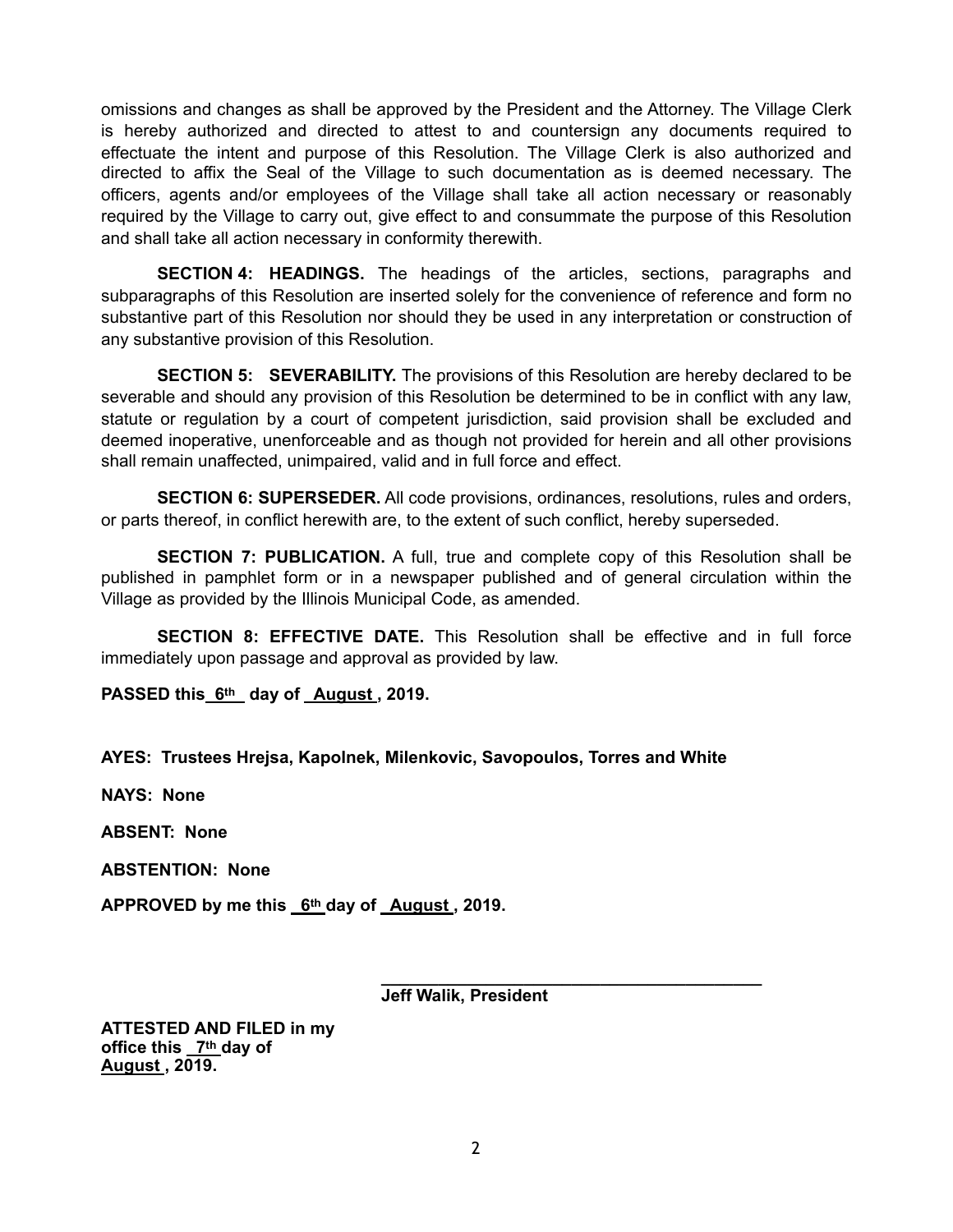omissions and changes as shall be approved by the President and the Attorney. The Village Clerk is hereby authorized and directed to attest to and countersign any documents required to effectuate the intent and purpose of this Resolution. The Village Clerk is also authorized and directed to affix the Seal of the Village to such documentation as is deemed necessary. The officers, agents and/or employees of the Village shall take all action necessary or reasonably required by the Village to carry out, give effect to and consummate the purpose of this Resolution and shall take all action necessary in conformity therewith.

**SECTION 4: HEADINGS.** The headings of the articles, sections, paragraphs and subparagraphs of this Resolution are inserted solely for the convenience of reference and form no substantive part of this Resolution nor should they be used in any interpretation or construction of any substantive provision of this Resolution.

**SECTION 5: SEVERABILITY.** The provisions of this Resolution are hereby declared to be severable and should any provision of this Resolution be determined to be in conflict with any law, statute or regulation by a court of competent jurisdiction, said provision shall be excluded and deemed inoperative, unenforceable and as though not provided for herein and all other provisions shall remain unaffected, unimpaired, valid and in full force and effect.

**SECTION 6: SUPERSEDER.** All code provisions, ordinances, resolutions, rules and orders, or parts thereof, in conflict herewith are, to the extent of such conflict, hereby superseded.

**SECTION 7: PUBLICATION.** A full, true and complete copy of this Resolution shall be published in pamphlet form or in a newspaper published and of general circulation within the Village as provided by the Illinois Municipal Code, as amended.

**SECTION 8: EFFECTIVE DATE.** This Resolution shall be effective and in full force immediately upon passage and approval as provided by law.

**PASSED this 6th day of August, 2019.**

**AYES: Trustees Hrejsa, Kapolnek, Milenkovic, Savopoulos, Torres and White**

**NAYS: None**

**ABSENT: None**

**ABSTENTION: None**

**APPROVED by me this 6th day of August, 2019.**

\_\_\_\_\_\_\_\_\_\_\_\_\_\_\_\_\_\_\_\_\_\_\_\_\_\_\_\_\_\_\_\_\_\_\_\_\_\_\_\_

**Jeff Walik, President**

**ATTESTED AND FILED in my office this 7th day of August, 2019.**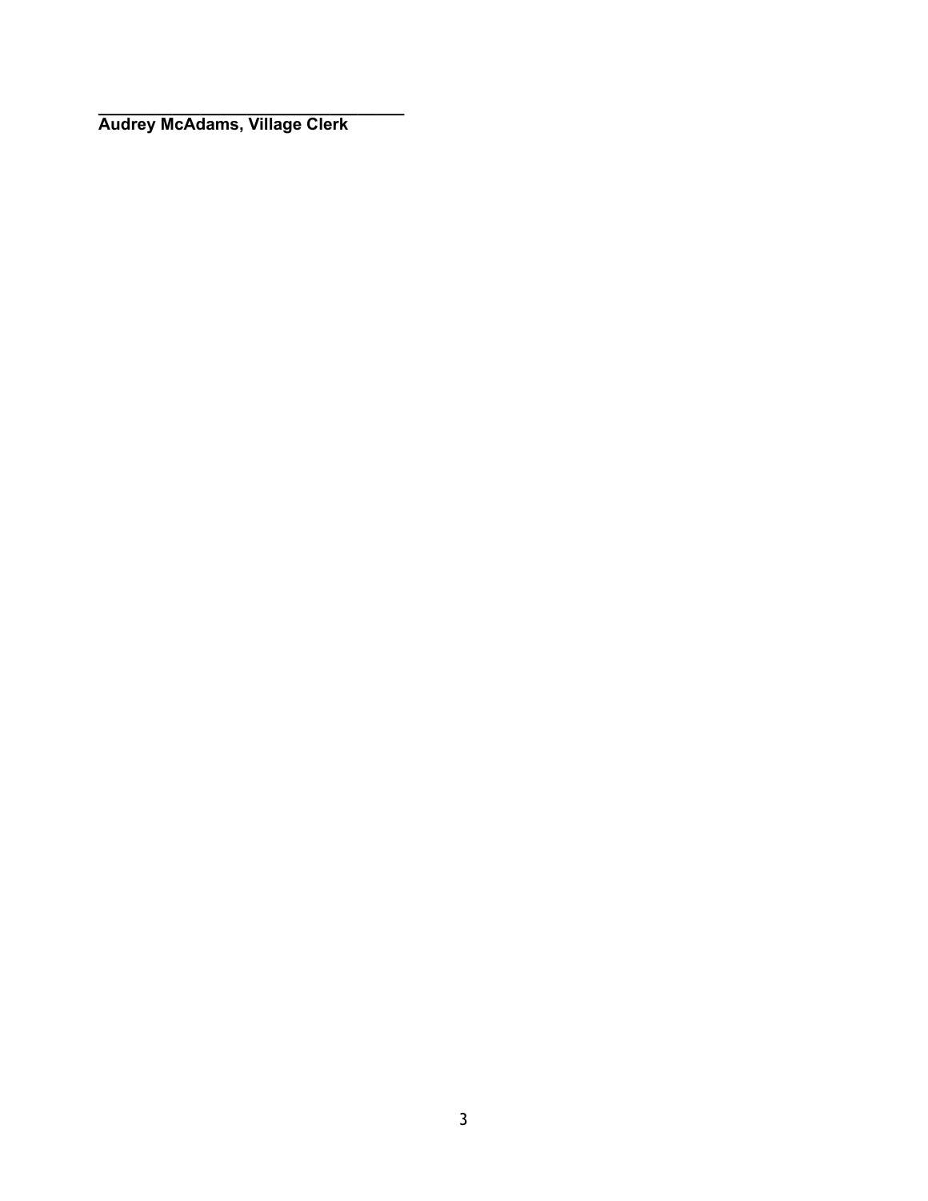\_\_\_\_\_\_\_\_\_\_\_\_\_\_\_\_\_\_\_\_\_\_\_\_\_\_\_\_\_\_\_\_\_\_

**Audrey McAdams, Village Clerk**